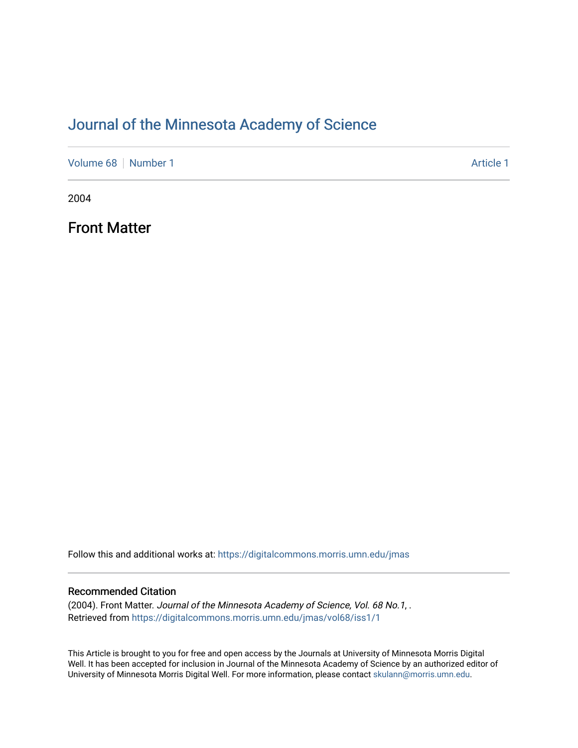# Journal of the Minnesota Academy of Science

Volume 68 | Number 1 | Article 1

2004

## Front Matter

Follow this and additional works at: https://digitalcommons.morris.umn.edu/jmas

### Recommended Citation

(2004). Front Matter. *Journal of the Minnesota Academy of Science, Vol. 68 No.1*, .
Retrieved from https://digitalcommons.morris.umn.edu/jmas/vol68/iss1/1

This Article is brought to you for free and open access by the Journals at University of Minnesota Morris Digital Well. It has been accepted for inclusion in Journal of the Minnesota Academy of Science by an authorized editor of University of Minnesota Morris Digital Well. For more information, please contact skulann@morris.umn.edu.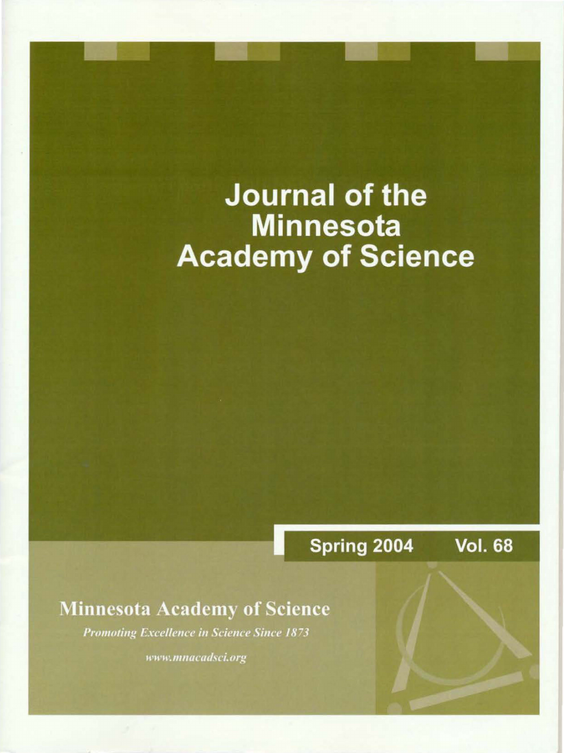# Journal of the Minnesota Academy of Science

**Spring 2004** **Vol. 68**

## Minnesota Academy of Science

*Promoting Excellence in Science Since 1873*

*www.mnacadsci.org*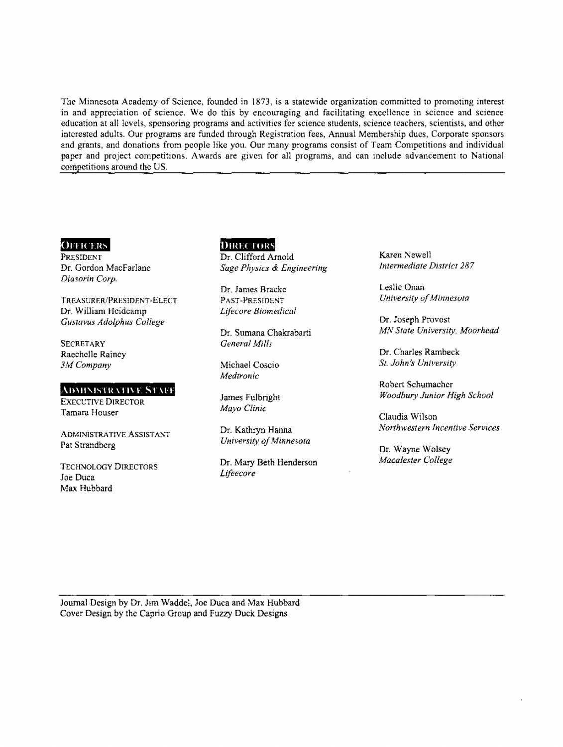The Minnesota Academy of Science, founded in 1873, is a statewide organization committed to promoting interest in and appreciation of science. We do this by encouraging and facilitating excellence in science and science education at all levels, sponsoring programs and activities for science students, science teachers, scientists, and other interested adults. Our programs are funded through Registration fees, Annual Membership dues, Corporate sponsors and grants, and donations from people like you. Our many programs consist of Team Competitions and individual paper and project competitions. Awards are given for all programs, and can include advancement to National competitions around the US.

## Officers

PRESIDENT
Dr. Gordon MacFarlane
*Diasorin Corp.*

TREASURER/PRESIDENT-ELECT
Dr. William Heidcamp
*Gustavus Adolphus College*

SECRETARY
Raechelle Rainey
*3M Company*

## Administrative Staff

EXECUTIVE DIRECTOR
Tamara Houser

ADMINISTRATIVE ASSISTANT
Pat Strandberg

TECHNOLOGY DIRECTORS
Joe Duca
Max Hubbard

## Directors

Dr. Clifford Arnold
*Sage Physics & Engineering*

Dr. James Bracke
PAST-PRESIDENT
*Lifecore Biomedical*

Dr. Sumana Chakrabarti
*General Mills*

Michael Coscio
*Medtronic*

James Fulbright
*Mayo Clinic*

Dr. Kathryn Hanna
*University of Minnesota*

Dr. Mary Beth Henderson
*Lifeecore*

Karen Newell
*Intermediate District 287*

Leslie Onan
*University of Minnesota*

Dr. Joseph Provost
*MN State University, Moorhead*

Dr. Charles Rambeck
*St. John's University*

Robert Schumacher
*Woodbury Junior High School*

Claudia Wilson
*Northwestern Incentive Services*

Dr. Wayne Wolsey
*Macalester College*

---

Journal Design by Dr. Jim Waddel, Joe Duca and Max Hubbard
Cover Design by the Caprio Group and Fuzzy Duck Designs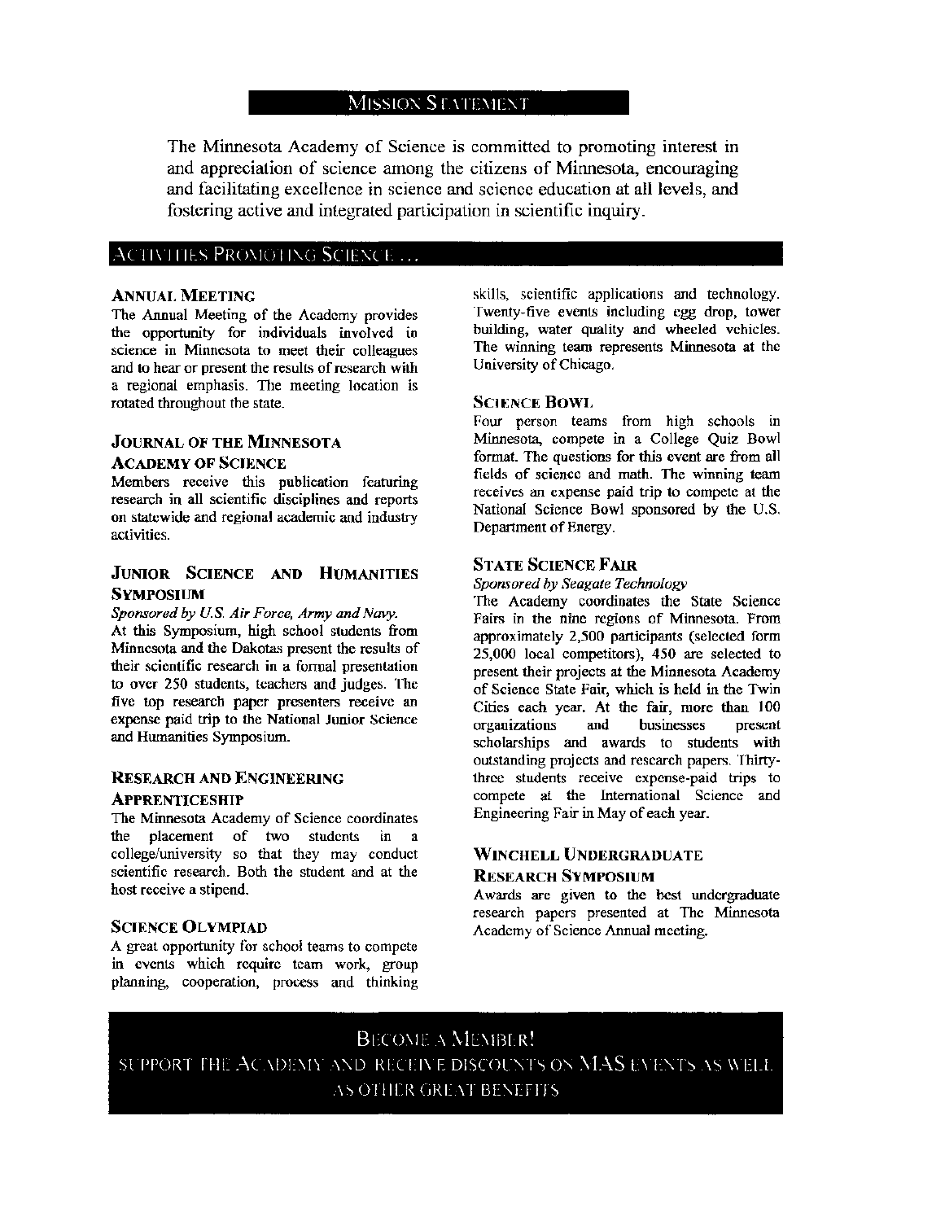## Mission Statement

The Minnesota Academy of Science is committed to promoting interest in and appreciation of science among the citizens of Minnesota, encouraging and facilitating excellence in science and science education at all levels, and fostering active and integrated participation in scientific inquiry.

## Activities Promoting Science ...

### Annual Meeting

The Annual Meeting of the Academy provides the opportunity for individuals involved in science in Minnesota to meet their colleagues and to hear or present the results of research with a regional emphasis. The meeting location is rotated throughout the state.

### Journal of the Minnesota Academy of Science

Members receive this publication featuring research in all scientific disciplines and reports on statewide and regional academic and industry activities.

### Junior Science and Humanities Symposium

*Sponsored by U.S. Air Force, Army and Navy.*

At this Symposium, high school students from Minnesota and the Dakotas present the results of their scientific research in a formal presentation to over 250 students, teachers and judges. The five top research paper presenters receive an expense paid trip to the National Junior Science and Humanities Symposium.

### Research and Engineering Apprenticeship

The Minnesota Academy of Science coordinates the placement of two students in a college/university so that they may conduct scientific research. Both the student and at the host receive a stipend.

### Science Olympiad

A great opportunity for school teams to compete in events which require team work, group planning, cooperation, process and thinking skills, scientific applications and technology. Twenty-five events including egg drop, tower building, water quality and wheeled vehicles. The winning team represents Minnesota at the University of Chicago.

### Science Bowl

Four person teams from high schools in Minnesota, compete in a College Quiz Bowl format. The questions for this event are from all fields of science and math. The winning team receives an expense paid trip to compete at the National Science Bowl sponsored by the U.S. Department of Energy.

### State Science Fair

*Sponsored by Seagate Technology*

The Academy coordinates the State Science Fairs in the nine regions of Minnesota. From approximately 2,500 participants (selected form 25,000 local competitors), 450 are selected to present their projects at the Minnesota Academy of Science State Fair, which is held in the Twin Cities each year. At the fair, more than 100 organizations and businesses present scholarships and awards to students with outstanding projects and research papers. Thirty-three students receive expense-paid trips to compete at the International Science and Engineering Fair in May of each year.

### Winchell Undergraduate Research Symposium

Awards are given to the best undergraduate research papers presented at The Minnesota Academy of Science Annual meeting.

## Become a Member!

Support the Academy and receive discounts on MAS events as well as other great benefits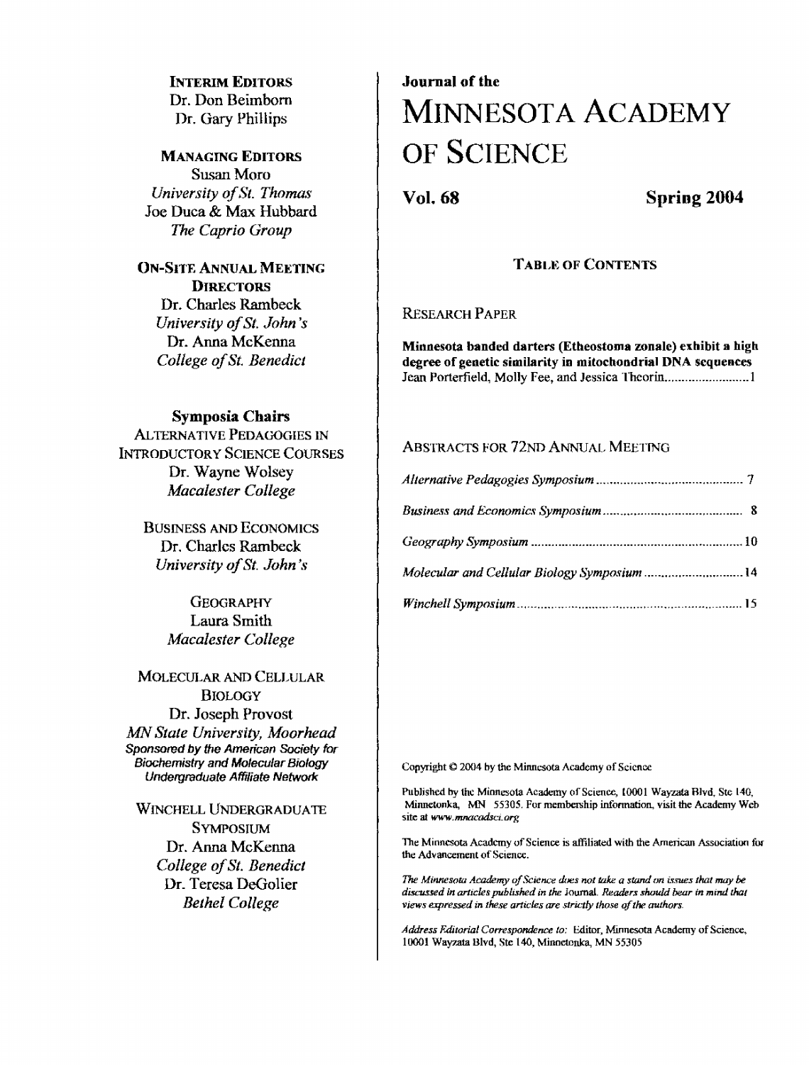**INTERIM EDITORS**
Dr. Don Beimborn
Dr. Gary Phillips

**MANAGING EDITORS**
Susan Moro
*University of St. Thomas*
Joe Duca & Max Hubbard
*The Caprio Group*

**ON-SITE ANNUAL MEETING DIRECTORS**
Dr. Charles Rambeck
*University of St. John's*
Dr. Anna McKenna
*College of St. Benedict*

**Symposia Chairs**

ALTERNATIVE PEDAGOGIES IN INTRODUCTORY SCIENCE COURSES
Dr. Wayne Wolsey
*Macalester College*

BUSINESS AND ECONOMICS
Dr. Charles Rambeck
*University of St. John's*

GEOGRAPHY
Laura Smith
*Macalester College*

MOLECULAR AND CELLULAR BIOLOGY
Dr. Joseph Provost
*MN State University, Moorhead*
*Sponsored by the American Society for Biochemistry and Molecular Biology Undergraduate Affiliate Network*

WINCHELL UNDERGRADUATE SYMPOSIUM
Dr. Anna McKenna
*College of St. Benedict*
Dr. Teresa DeGolier
*Bethel College*

# Journal of the MINNESOTA ACADEMY OF SCIENCE

**Vol. 68** **Spring 2004**

## TABLE OF CONTENTS

### RESEARCH PAPER

**Minnesota banded darters (Etheostoma zonale) exhibit a high degree of genetic similarity in mitochondrial DNA sequences**
Jean Porterfield, Molly Fee, and Jessica Theorin........................1

### ABSTRACTS FOR 72ND ANNUAL MEETING

*Alternative Pedagogies Symposium* .......................................... 7

*Business and Economics Symposium* ......................................... 8

*Geography Symposium* ............................................................. 10

*Molecular and Cellular Biology Symposium* ............................ 14

*Winchell Symposium* ................................................................ 15

Copyright © 2004 by the Minnesota Academy of Science

Published by the Minnesota Academy of Science, 10001 Wayzata Blvd, Ste 140, Minnetonka, MN 55305. For membership information, visit the Academy Web site at *www.mnacadsci.org*

The Minnesota Academy of Science is affiliated with the American Association for the Advancement of Science.

*The Minnesota Academy of Science does not take a stand on issues that may be discussed in articles published in the Journal. Readers should bear in mind that views expressed in these articles are strictly those of the authors.*

*Address Editorial Correspondence to:* Editor, Minnesota Academy of Science, 10001 Wayzata Blvd, Ste 140, Minnetonka, MN 55305